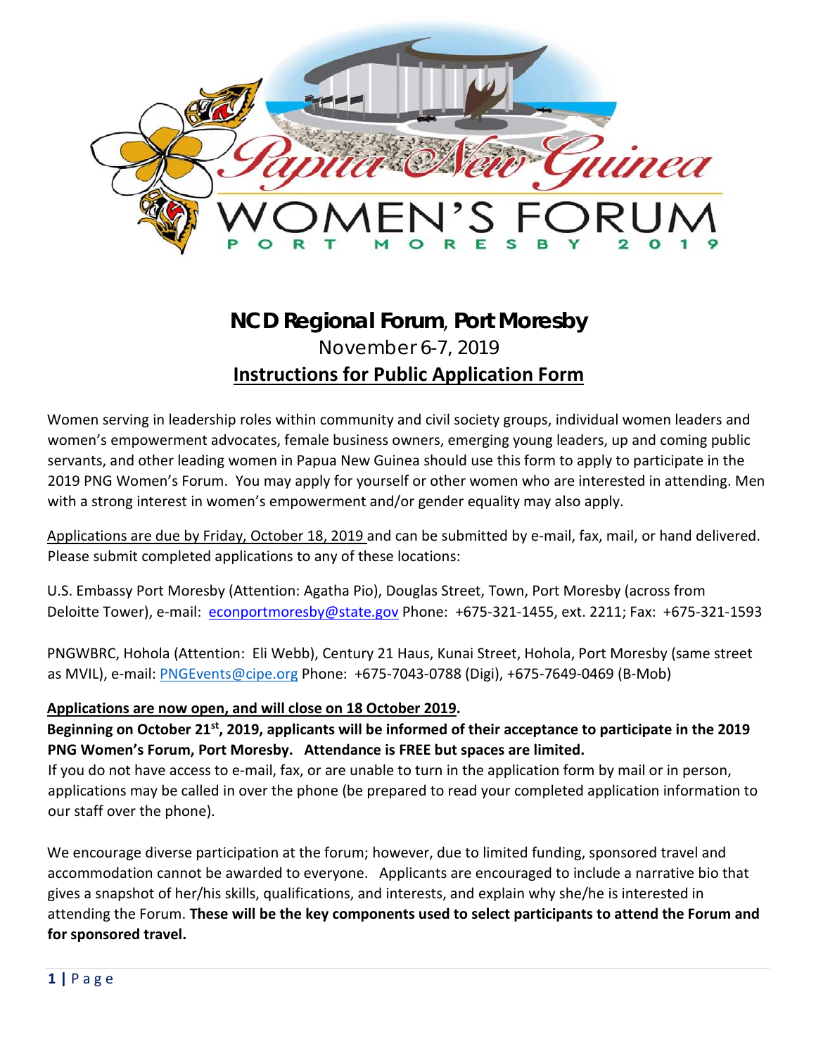# Papua New Guinea WOMEN'S FORUM

PORT MORESBY 2019

## NCD Regional Forum, Port Moresby

November 6-7, 2019

**Instructions for Public Application Form**

Women serving in leadership roles within community and civil society groups, individual women leaders and women's empowerment advocates, female business owners, emerging young leaders, up and coming public servants, and other leading women in Papua New Guinea should use this form to apply to participate in the 2019 PNG Women's Forum. You may apply for yourself or other women who are interested in attending. Men with a strong interest in women's empowerment and/or gender equality may also apply.

Applications are due by Friday, October 18, 2019 and can be submitted by e-mail, fax, mail, or hand delivered. Please submit completed applications to any of these locations:

U.S. Embassy Port Moresby (Attention: Agatha Pio), Douglas Street, Town, Port Moresby (across from Deloitte Tower), e-mail: econportmoresby@state.gov Phone: +675-321-1455, ext. 2211; Fax: +675-321-1593

PNGWBRC, Hohola (Attention: Eli Webb), Century 21 Haus, Kunai Street, Hohola, Port Moresby (same street as MVIL), e-mail: PNGEvents@cipe.org Phone: +675-7043-0788 (Digi), +675-7649-0469 (B-Mob)

**Applications are now open, and will close on 18 October 2019.**

**Beginning on October 21st, 2019, applicants will be informed of their acceptance to participate in the 2019 PNG Women's Forum, Port Moresby. Attendance is FREE but spaces are limited.**

If you do not have access to e-mail, fax, or are unable to turn in the application form by mail or in person, applications may be called in over the phone (be prepared to read your completed application information to our staff over the phone).

We encourage diverse participation at the forum; however, due to limited funding, sponsored travel and accommodation cannot be awarded to everyone. Applicants are encouraged to include a narrative bio that gives a snapshot of her/his skills, qualifications, and interests, and explain why she/he is interested in attending the Forum. **These will be the key components used to select participants to attend the Forum and for sponsored travel.**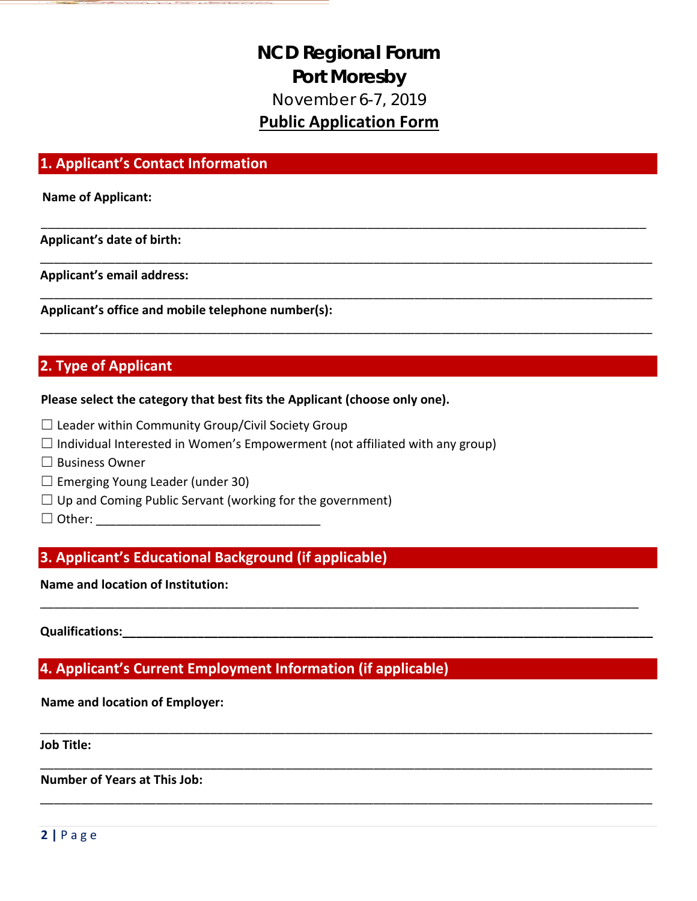# NCD Regional Forum
# Port Moresby

November 6-7, 2019

**Public Application Form**

## 1. Applicant's Contact Information

**Name of Applicant:**

_______________________________________________________________________________

**Applicant's date of birth:**

_______________________________________________________________________________

**Applicant's email address:**

_______________________________________________________________________________

**Applicant's office and mobile telephone number(s):**

_______________________________________________________________________________

## 2. Type of Applicant

**Please select the category that best fits the Applicant (choose only one).**

☐ Leader within Community Group/Civil Society Group
☐ Individual Interested in Women's Empowerment (not affiliated with any group)
☐ Business Owner
☐ Emerging Young Leader (under 30)
☐ Up and Coming Public Servant (working for the government)
☐ Other: ________________________________

## 3. Applicant's Educational Background (if applicable)

**Name and location of Institution:**

_______________________________________________________________________________

**Qualifications:**_______________________________________________________________

## 4. Applicant's Current Employment Information (if applicable)

**Name and location of Employer:**

_______________________________________________________________________________

**Job Title:**

_______________________________________________________________________________

**Number of Years at This Job:**

_______________________________________________________________________________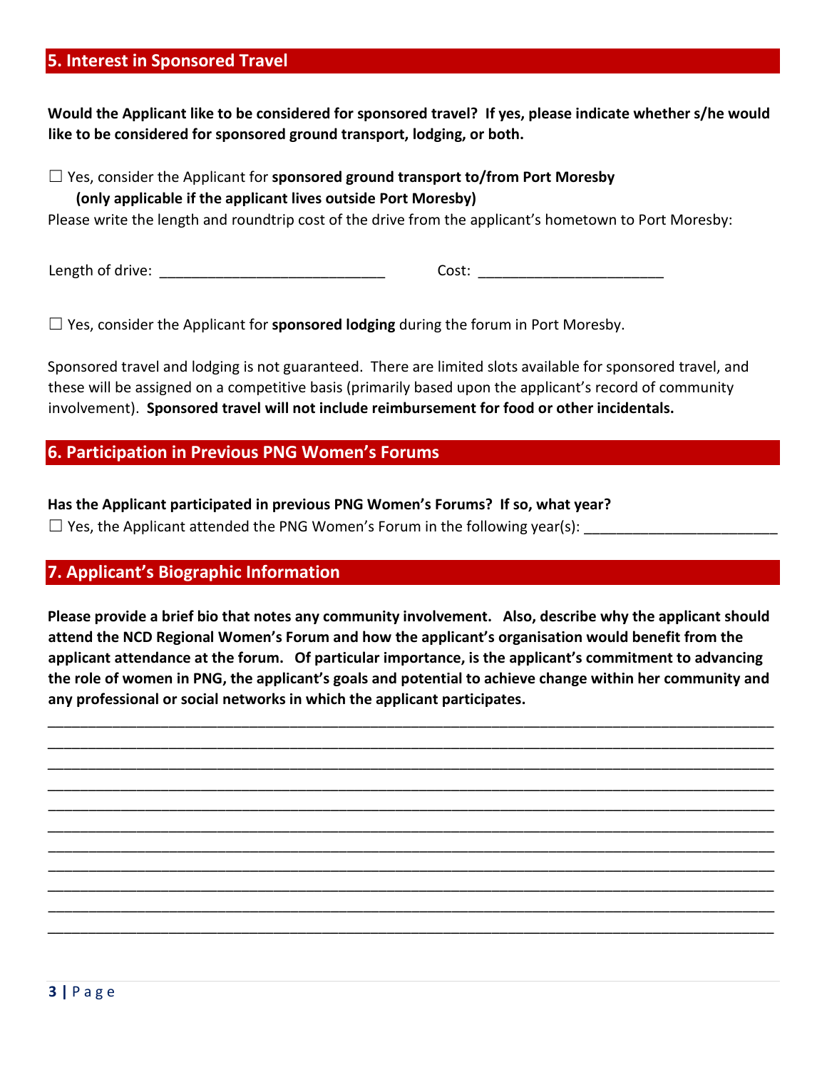## 5. Interest in Sponsored Travel

**Would the Applicant like to be considered for sponsored travel? If yes, please indicate whether s/he would like to be considered for sponsored ground transport, lodging, or both.**

☐ Yes, consider the Applicant for **sponsored ground transport to/from Port Moresby (only applicable if the applicant lives outside Port Moresby)**

Please write the length and roundtrip cost of the drive from the applicant's hometown to Port Moresby:

Length of drive: ____________________________ Cost: _______________________

☐ Yes, consider the Applicant for **sponsored lodging** during the forum in Port Moresby.

Sponsored travel and lodging is not guaranteed. There are limited slots available for sponsored travel, and these will be assigned on a competitive basis (primarily based upon the applicant's record of community involvement). **Sponsored travel will not include reimbursement for food or other incidentals.**

## 6. Participation in Previous PNG Women's Forums

**Has the Applicant participated in previous PNG Women's Forums? If so, what year?**

☐ Yes, the Applicant attended the PNG Women's Forum in the following year(s): ________________________

## 7. Applicant's Biographic Information

**Please provide a brief bio that notes any community involvement. Also, describe why the applicant should attend the NCD Regional Women's Forum and how the applicant's organisation would benefit from the applicant attendance at the forum. Of particular importance, is the applicant's commitment to advancing the role of women in PNG, the applicant's goals and potential to achieve change within her community and any professional or social networks in which the applicant participates.**

_____________________________________________________________________________________

_____________________________________________________________________________________

_____________________________________________________________________________________

_____________________________________________________________________________________

_____________________________________________________________________________________

_____________________________________________________________________________________

_____________________________________________________________________________________

_____________________________________________________________________________________

_____________________________________________________________________________________

_____________________________________________________________________________________

_____________________________________________________________________________________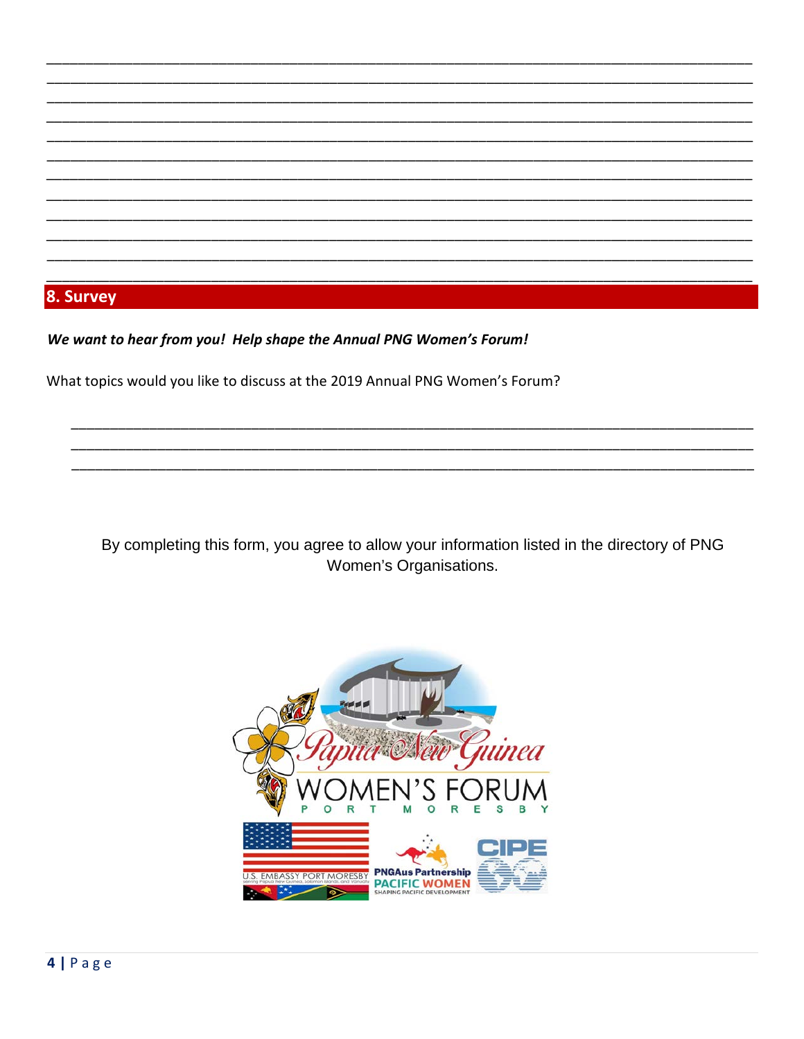## 8. Survey

***We want to hear from you! Help shape the Annual PNG Women's Forum!***

What topics would you like to discuss at the 2019 Annual PNG Women's Forum?

By completing this form, you agree to allow your information listed in the directory of PNG Women's Organisations.